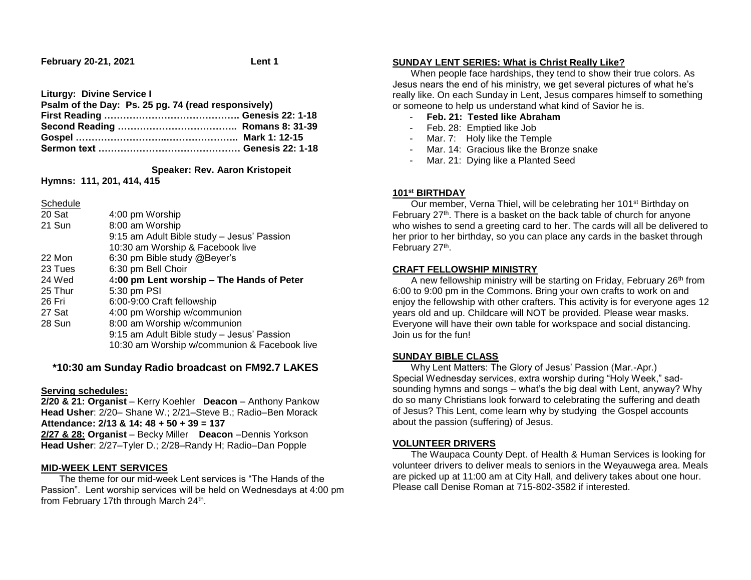**February 20-21, 2021** **Lent 1**

**Liturgy: Divine Service I**
**Psalm of the Day: Ps. 25 pg. 74 (read responsively)**
**First Reading ……………………………………. Genesis 22: 1-18**
**Second Reading ……………………………….. Romans 8: 31-39**
**Gospel ………………………..………………….. Mark 1: 12-15**
**Sermon text ……………………………………… Genesis 22: 1-18**

**Speaker: Rev. Aaron Kristopeit**

**Hymns: 111, 201, 414, 415**

Schedule

| | |
|---|---|
| 20 Sat | 4:00 pm Worship |
| 21 Sun | 8:00 am Worship |
| | 9:15 am Adult Bible study – Jesus' Passion |
| | 10:30 am Worship & Facebook live |
| 22 Mon | 6:30 pm Bible study @Beyer's |
| 23 Tues | 6:30 pm Bell Choir |
| 24 Wed | 4**:00 pm Lent worship – The Hands of Peter** |
| 25 Thur | 5:30 pm PSI |
| 26 Fri | 6:00-9:00 Craft fellowship |
| 27 Sat | 4:00 pm Worship w/communion |
| 28 Sun | 8:00 am Worship w/communion |
| | 9:15 am Adult Bible study – Jesus' Passion |
| | 10:30 am Worship w/communion & Facebook live |

**\*10:30 am Sunday Radio broadcast on FM92.7 LAKES**

**Serving schedules:**

**2/20 & 21: Organist** – Kerry Koehler **Deacon** – Anthony Pankow
**Head Usher**: 2/20– Shane W.; 2/21–Steve B.; Radio–Ben Morack
**Attendance: 2/13 & 14: 48 + 50 + 39 = 137**
**2/27 & 28: Organist** – Becky Miller **Deacon** –Dennis Yorkson
**Head Usher**: 2/27–Tyler D.; 2/28–Randy H; Radio–Dan Popple

## MID-WEEK LENT SERVICES

The theme for our mid-week Lent services is "The Hands of the Passion". Lent worship services will be held on Wednesdays at 4:00 pm from February 17th through March 24th.

## SUNDAY LENT SERIES: What is Christ Really Like?

When people face hardships, they tend to show their true colors. As Jesus nears the end of his ministry, we get several pictures of what he's really like. On each Sunday in Lent, Jesus compares himself to something or someone to help us understand what kind of Savior he is.

- **Feb. 21: Tested like Abraham**
- Feb. 28: Emptied like Job
- Mar. 7: Holy like the Temple
- Mar. 14: Gracious like the Bronze snake
- Mar. 21: Dying like a Planted Seed

## 101st BIRTHDAY

Our member, Verna Thiel, will be celebrating her 101st Birthday on February 27th. There is a basket on the back table of church for anyone who wishes to send a greeting card to her. The cards will all be delivered to her prior to her birthday, so you can place any cards in the basket through February 27th.

## CRAFT FELLOWSHIP MINISTRY

A new fellowship ministry will be starting on Friday, February 26th from 6:00 to 9:00 pm in the Commons. Bring your own crafts to work on and enjoy the fellowship with other crafters. This activity is for everyone ages 12 years old and up. Childcare will NOT be provided. Please wear masks. Everyone will have their own table for workspace and social distancing. Join us for the fun!

## SUNDAY BIBLE CLASS

Why Lent Matters: The Glory of Jesus' Passion (Mar.-Apr.)
Special Wednesday services, extra worship during "Holy Week," sad-sounding hymns and songs – what's the big deal with Lent, anyway? Why do so many Christians look forward to celebrating the suffering and death of Jesus? This Lent, come learn why by studying the Gospel accounts about the passion (suffering) of Jesus.

## VOLUNTEER DRIVERS

The Waupaca County Dept. of Health & Human Services is looking for volunteer drivers to deliver meals to seniors in the Weyauwega area. Meals are picked up at 11:00 am at City Hall, and delivery takes about one hour. Please call Denise Roman at 715-802-3582 if interested.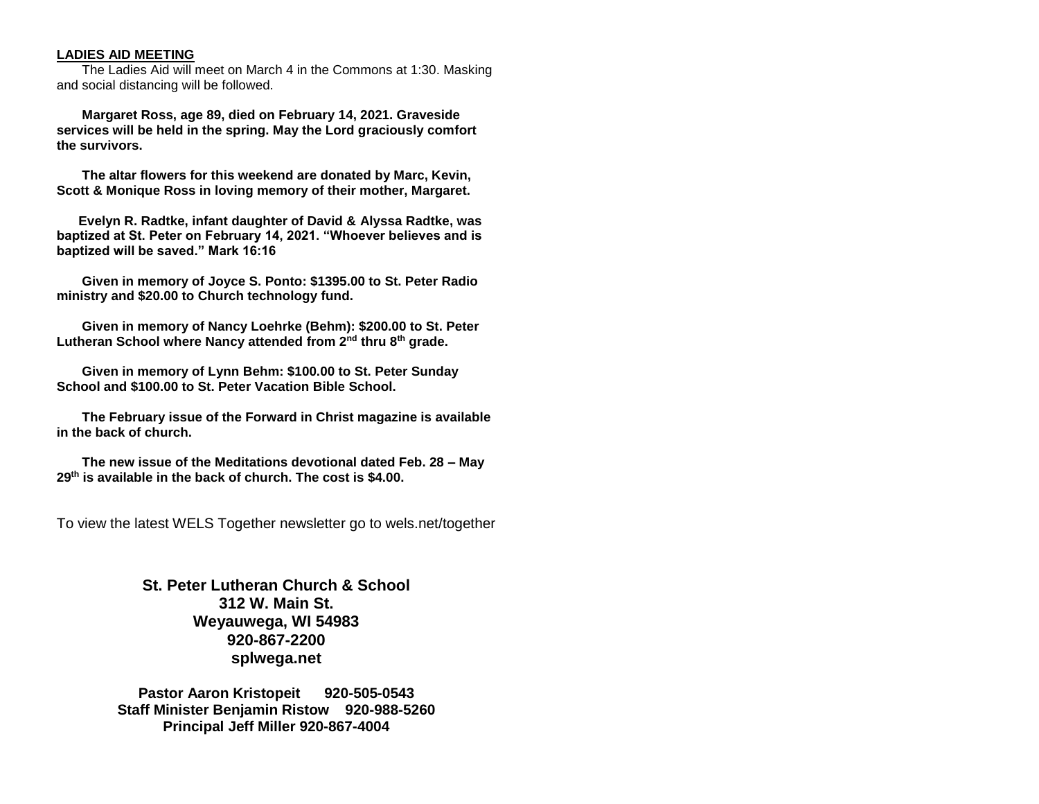**LADIES AID MEETING**

The Ladies Aid will meet on March 4 in the Commons at 1:30. Masking and social distancing will be followed.

**Margaret Ross, age 89, died on February 14, 2021. Graveside services will be held in the spring. May the Lord graciously comfort the survivors.**

**The altar flowers for this weekend are donated by Marc, Kevin, Scott & Monique Ross in loving memory of their mother, Margaret.**

**Evelyn R. Radtke, infant daughter of David & Alyssa Radtke, was baptized at St. Peter on February 14, 2021. "Whoever believes and is baptized will be saved." Mark 16:16**

**Given in memory of Joyce S. Ponto: $1395.00 to St. Peter Radio ministry and $20.00 to Church technology fund.**

**Given in memory of Nancy Loehrke (Behm): $200.00 to St. Peter Lutheran School where Nancy attended from 2nd thru 8th grade.**

**Given in memory of Lynn Behm: $100.00 to St. Peter Sunday School and $100.00 to St. Peter Vacation Bible School.**

**The February issue of the Forward in Christ magazine is available in the back of church.**

**The new issue of the Meditations devotional dated Feb. 28 – May 29th is available in the back of church. The cost is $4.00.**

To view the latest WELS Together newsletter go to wels.net/together

**St. Peter Lutheran Church & School**
**312 W. Main St.**
**Weyauwega, WI 54983**
**920-867-2200**
**splwega.net**

**Pastor Aaron Kristopeit 920-505-0543**
**Staff Minister Benjamin Ristow 920-988-5260**
**Principal Jeff Miller 920-867-4004**